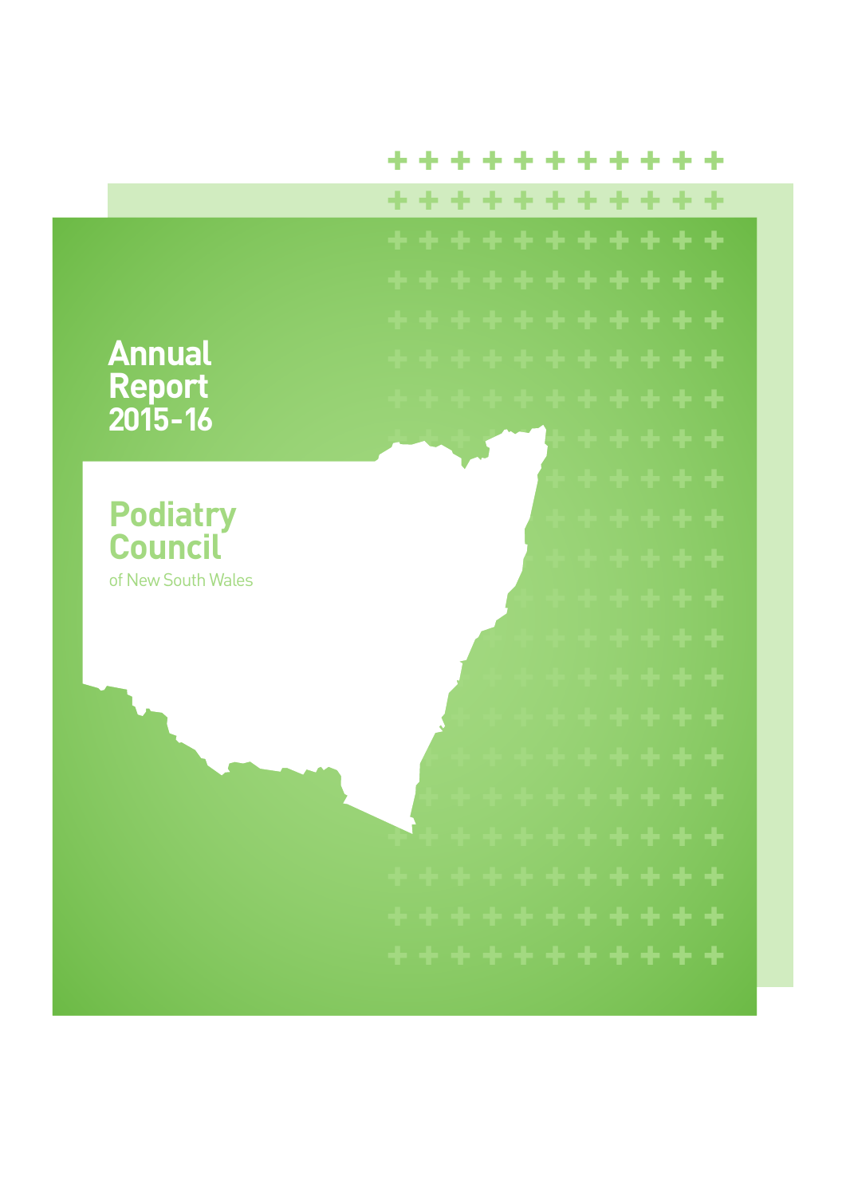# Annual Report 2015-16

## Podiatry Council

of New South Wales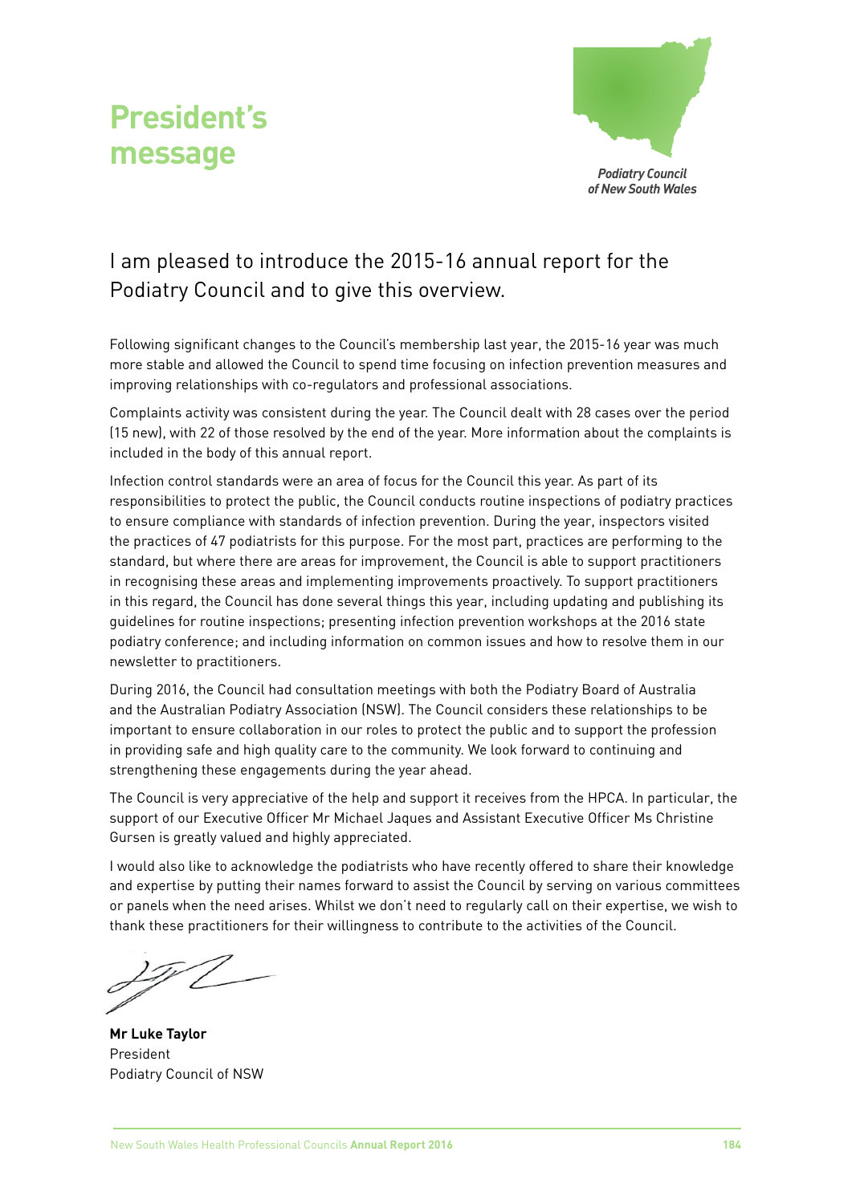# President's message

*Podiatry Council of New South Wales*

## I am pleased to introduce the 2015-16 annual report for the Podiatry Council and to give this overview.

Following significant changes to the Council's membership last year, the 2015-16 year was much more stable and allowed the Council to spend time focusing on infection prevention measures and improving relationships with co-regulators and professional associations.

Complaints activity was consistent during the year. The Council dealt with 28 cases over the period (15 new), with 22 of those resolved by the end of the year. More information about the complaints is included in the body of this annual report.

Infection control standards were an area of focus for the Council this year. As part of its responsibilities to protect the public, the Council conducts routine inspections of podiatry practices to ensure compliance with standards of infection prevention. During the year, inspectors visited the practices of 47 podiatrists for this purpose. For the most part, practices are performing to the standard, but where there are areas for improvement, the Council is able to support practitioners in recognising these areas and implementing improvements proactively. To support practitioners in this regard, the Council has done several things this year, including updating and publishing its guidelines for routine inspections; presenting infection prevention workshops at the 2016 state podiatry conference; and including information on common issues and how to resolve them in our newsletter to practitioners.

During 2016, the Council had consultation meetings with both the Podiatry Board of Australia and the Australian Podiatry Association (NSW). The Council considers these relationships to be important to ensure collaboration in our roles to protect the public and to support the profession in providing safe and high quality care to the community. We look forward to continuing and strengthening these engagements during the year ahead.

The Council is very appreciative of the help and support it receives from the HPCA. In particular, the support of our Executive Officer Mr Michael Jaques and Assistant Executive Officer Ms Christine Gursen is greatly valued and highly appreciated.

I would also like to acknowledge the podiatrists who have recently offered to share their knowledge and expertise by putting their names forward to assist the Council by serving on various committees or panels when the need arises. Whilst we don't need to regularly call on their expertise, we wish to thank these practitioners for their willingness to contribute to the activities of the Council.

**Mr Luke Taylor**
President
Podiatry Council of NSW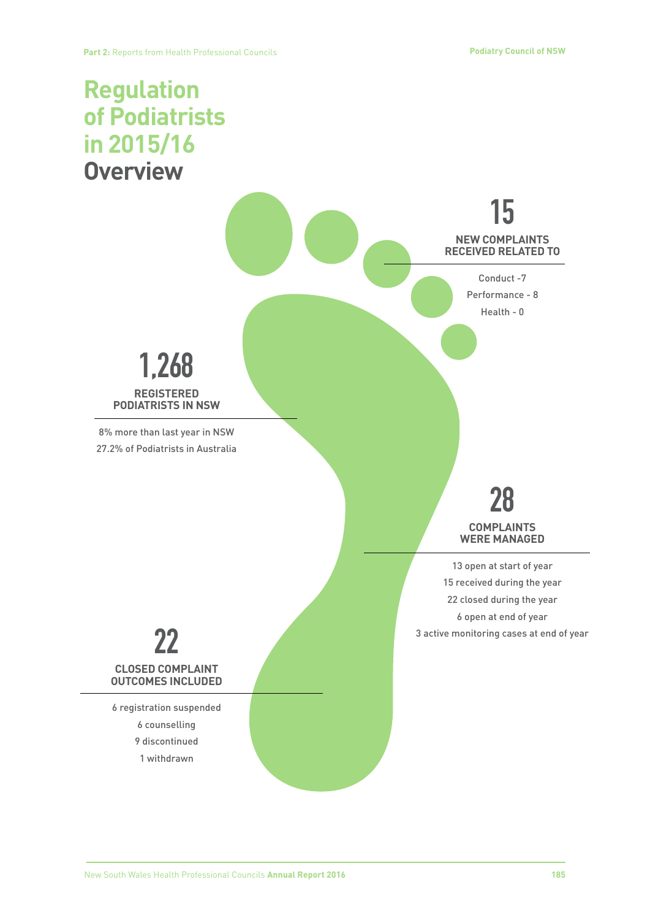# Regulation of Podiatrists in 2015/16 Overview

## 15

**NEW COMPLAINTS RECEIVED RELATED TO**

Conduct -7

Performance - 8

Health - 0

## 1,268

**REGISTERED PODIATRISTS IN NSW**

8% more than last year in NSW

27.2% of Podiatrists in Australia

## 28

**COMPLAINTS WERE MANAGED**

13 open at start of year

15 received during the year

22 closed during the year

6 open at end of year

3 active monitoring cases at end of year

## 22

**CLOSED COMPLAINT OUTCOMES INCLUDED**

6 registration suspended

6 counselling

9 discontinued

1 withdrawn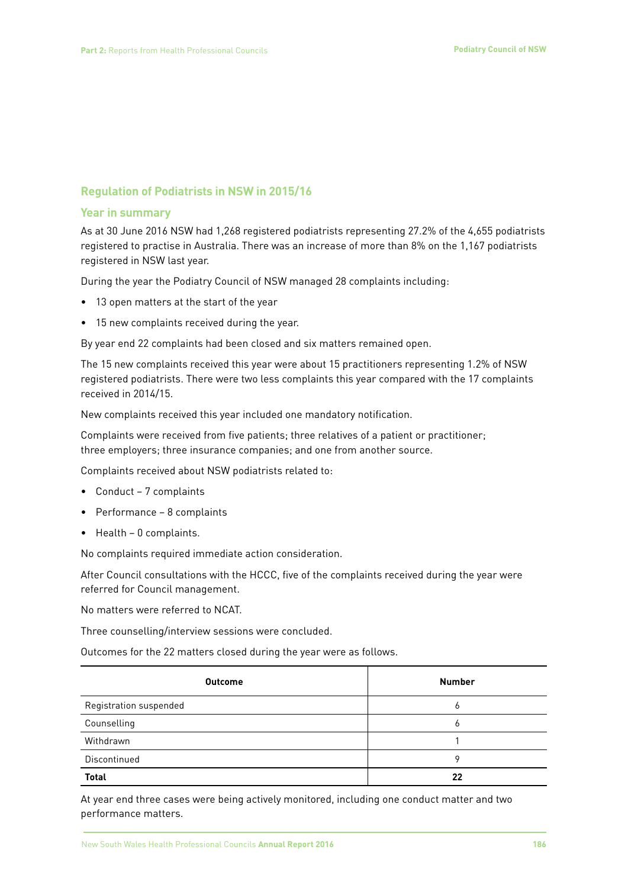## Regulation of Podiatrists in NSW in 2015/16

### Year in summary

As at 30 June 2016 NSW had 1,268 registered podiatrists representing 27.2% of the 4,655 podiatrists registered to practise in Australia. There was an increase of more than 8% on the 1,167 podiatrists registered in NSW last year.

During the year the Podiatry Council of NSW managed 28 complaints including:

- 13 open matters at the start of the year
- 15 new complaints received during the year.

By year end 22 complaints had been closed and six matters remained open.

The 15 new complaints received this year were about 15 practitioners representing 1.2% of NSW registered podiatrists. There were two less complaints this year compared with the 17 complaints received in 2014/15.

New complaints received this year included one mandatory notification.

Complaints were received from five patients; three relatives of a patient or practitioner; three employers; three insurance companies; and one from another source.

Complaints received about NSW podiatrists related to:

- Conduct – 7 complaints
- Performance – 8 complaints
- Health – 0 complaints.

No complaints required immediate action consideration.

After Council consultations with the HCCC, five of the complaints received during the year were referred for Council management.

No matters were referred to NCAT.

Three counselling/interview sessions were concluded.

Outcomes for the 22 matters closed during the year were as follows.

| Outcome | Number |
|---|---|
| Registration suspended | 6 |
| Counselling | 6 |
| Withdrawn | 1 |
| Discontinued | 9 |
| **Total** | **22** |

At year end three cases were being actively monitored, including one conduct matter and two performance matters.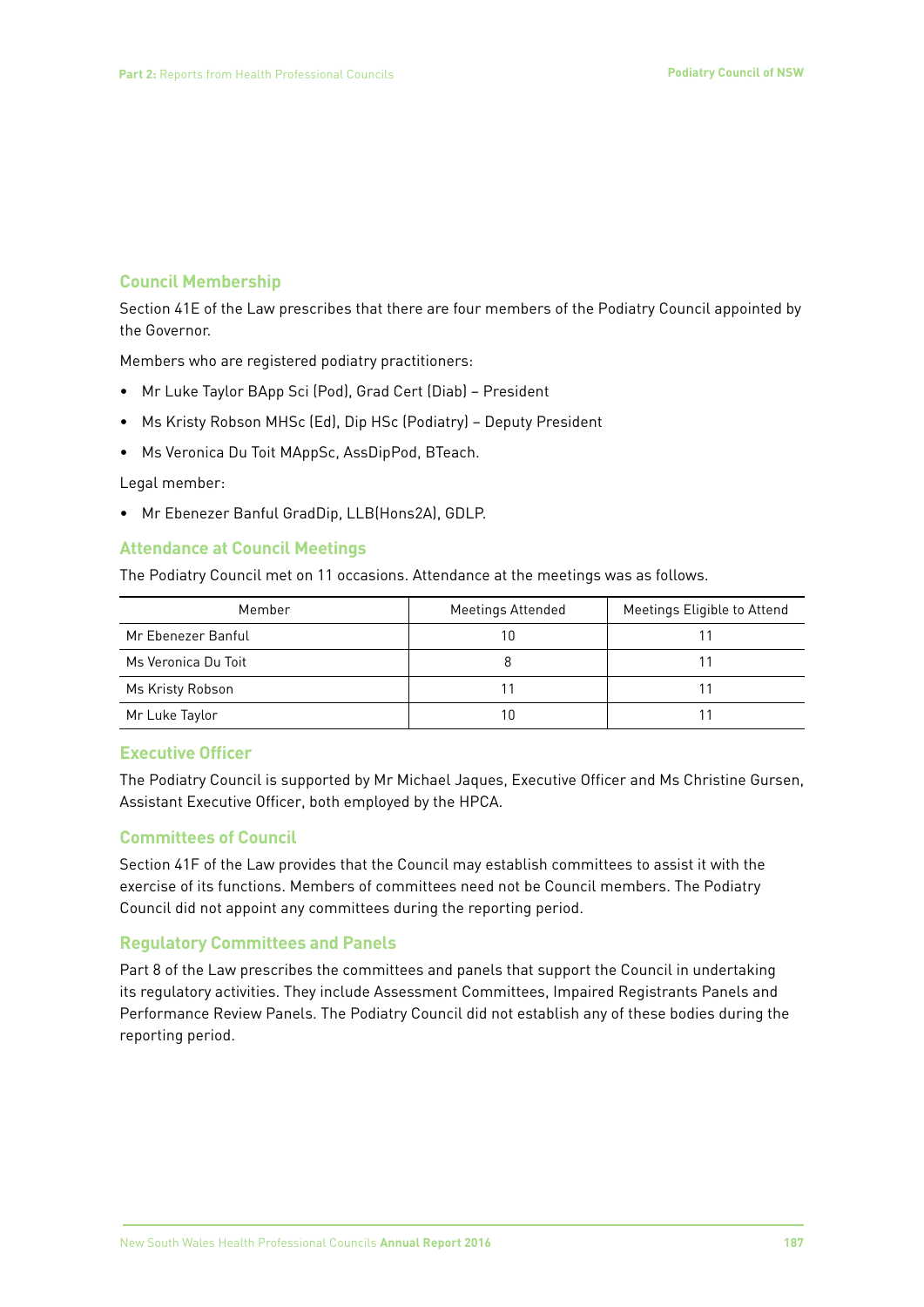## Council Membership

Section 41E of the Law prescribes that there are four members of the Podiatry Council appointed by the Governor.

Members who are registered podiatry practitioners:

- Mr Luke Taylor BApp Sci (Pod), Grad Cert (Diab) – President
- Ms Kristy Robson MHSc (Ed), Dip HSc (Podiatry) – Deputy President
- Ms Veronica Du Toit MAppSc, AssDipPod, BTeach.

Legal member:

- Mr Ebenezer Banful GradDip, LLB(Hons2A), GDLP.

## Attendance at Council Meetings

The Podiatry Council met on 11 occasions. Attendance at the meetings was as follows.

| Member | Meetings Attended | Meetings Eligible to Attend |
|---|---|---|
| Mr Ebenezer Banful | 10 | 11 |
| Ms Veronica Du Toit | 8 | 11 |
| Ms Kristy Robson | 11 | 11 |
| Mr Luke Taylor | 10 | 11 |

## Executive Officer

The Podiatry Council is supported by Mr Michael Jaques, Executive Officer and Ms Christine Gursen, Assistant Executive Officer, both employed by the HPCA.

## Committees of Council

Section 41F of the Law provides that the Council may establish committees to assist it with the exercise of its functions. Members of committees need not be Council members. The Podiatry Council did not appoint any committees during the reporting period.

## Regulatory Committees and Panels

Part 8 of the Law prescribes the committees and panels that support the Council in undertaking its regulatory activities. They include Assessment Committees, Impaired Registrants Panels and Performance Review Panels. The Podiatry Council did not establish any of these bodies during the reporting period.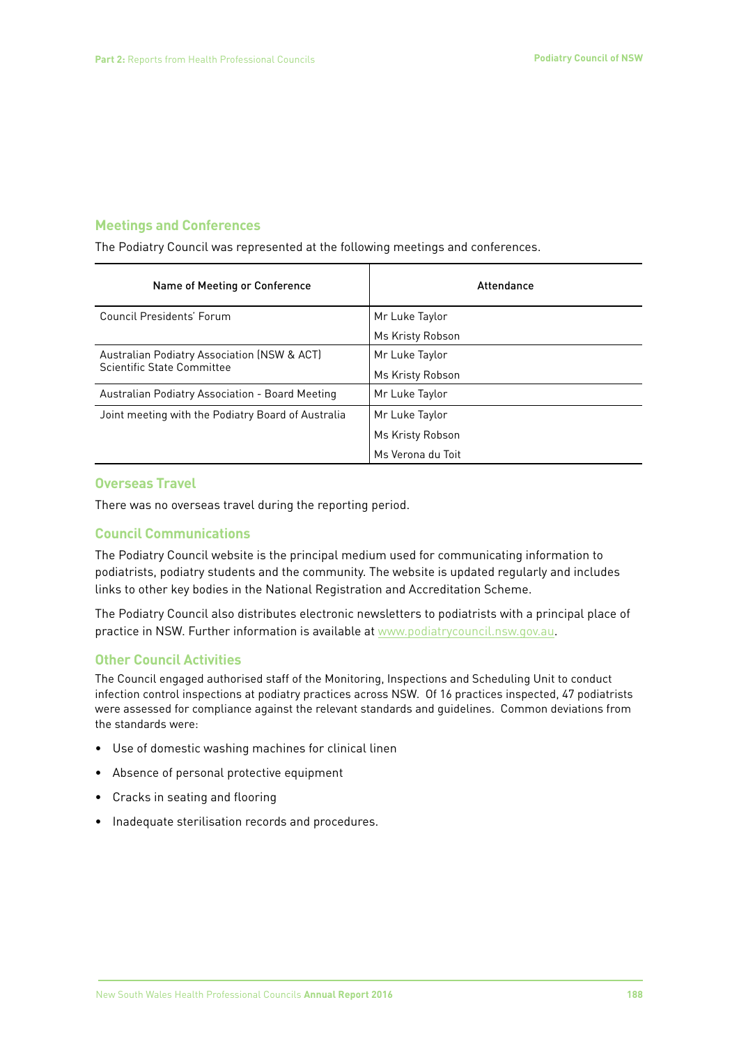## Meetings and Conferences

The Podiatry Council was represented at the following meetings and conferences.

| Name of Meeting or Conference | Attendance |
|---|---|
| Council Presidents' Forum | Mr Luke Taylor |
| | Ms Kristy Robson |
| Australian Podiatry Association (NSW & ACT) Scientific State Committee | Mr Luke Taylor |
| | Ms Kristy Robson |
| Australian Podiatry Association - Board Meeting | Mr Luke Taylor |
| Joint meeting with the Podiatry Board of Australia | Mr Luke Taylor |
| | Ms Kristy Robson |
| | Ms Verona du Toit |

## Overseas Travel

There was no overseas travel during the reporting period.

## Council Communications

The Podiatry Council website is the principal medium used for communicating information to podiatrists, podiatry students and the community. The website is updated regularly and includes links to other key bodies in the National Registration and Accreditation Scheme.

The Podiatry Council also distributes electronic newsletters to podiatrists with a principal place of practice in NSW. Further information is available at www.podiatrycouncil.nsw.gov.au.

## Other Council Activities

The Council engaged authorised staff of the Monitoring, Inspections and Scheduling Unit to conduct infection control inspections at podiatry practices across NSW. Of 16 practices inspected, 47 podiatrists were assessed for compliance against the relevant standards and guidelines. Common deviations from the standards were:

- Use of domestic washing machines for clinical linen
- Absence of personal protective equipment
- Cracks in seating and flooring
- Inadequate sterilisation records and procedures.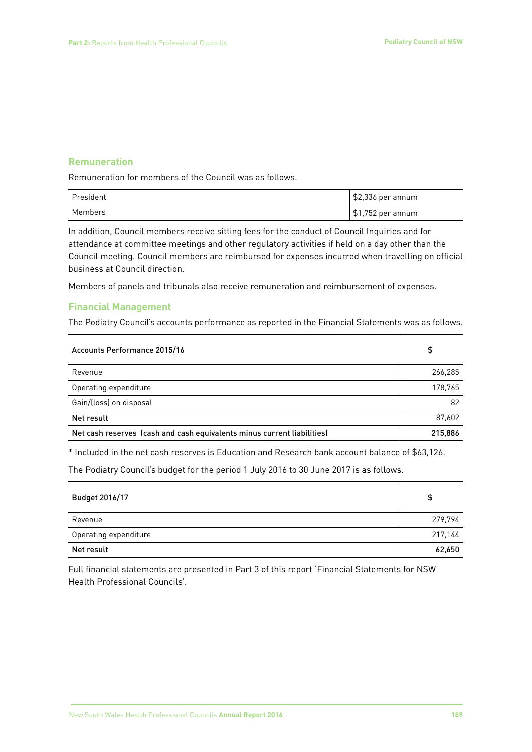## Remuneration

Remuneration for members of the Council was as follows.

| | |
|---|---|
| President | $2,336 per annum |
| Members | $1,752 per annum |

In addition, Council members receive sitting fees for the conduct of Council Inquiries and for attendance at committee meetings and other regulatory activities if held on a day other than the Council meeting. Council members are reimbursed for expenses incurred when travelling on official business at Council direction.

Members of panels and tribunals also receive remuneration and reimbursement of expenses.

## Financial Management

The Podiatry Council's accounts performance as reported in the Financial Statements was as follows.

| Accounts Performance 2015/16 | $ |
|---|---|
| Revenue | 266,285 |
| Operating expenditure | 178,765 |
| Gain/(loss) on disposal | 82 |
| **Net result** | 87,602 |
| **Net cash reserves (cash and cash equivalents minus current liabilities)** | **215,886** |

* Included in the net cash reserves is Education and Research bank account balance of $63,126.

The Podiatry Council's budget for the period 1 July 2016 to 30 June 2017 is as follows.

| Budget 2016/17 | $ |
|---|---|
| Revenue | 279,794 |
| Operating expenditure | 217,144 |
| **Net result** | **62,650** |

Full financial statements are presented in Part 3 of this report 'Financial Statements for NSW Health Professional Councils'.